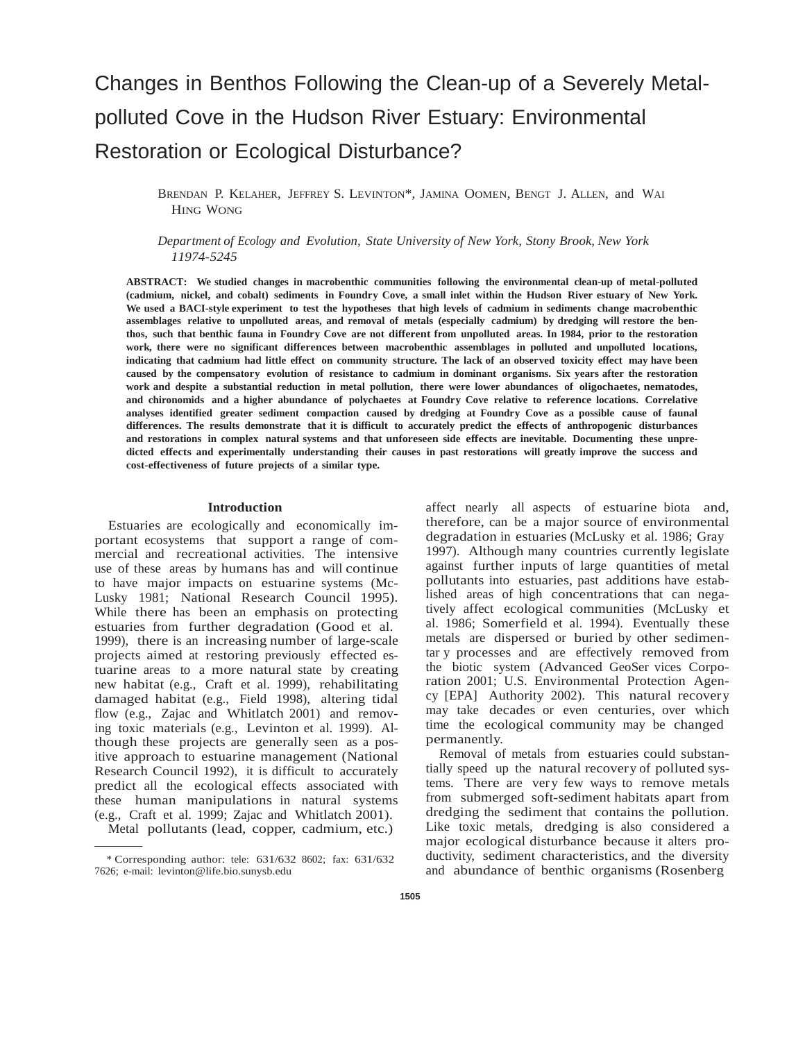# Changes in Benthos Following the Clean-up of a Severely Metal-polluted Cove in the Hudson River Estuary: Environmental Restoration or Ecological Disturbance?

BRENDAN P. KELAHER, JEFFREY S. LEVINTON*, JAMINA OOMEN, BENGT J. ALLEN, and WAI HING WONG

*Department of Ecology and Evolution, State University of New York, Stony Brook, New York 11974-5245*

**ABSTRACT: We studied changes in macrobenthic communities following the environmental clean-up of metal-polluted (cadmium, nickel, and cobalt) sediments in Foundry Cove, a small inlet within the Hudson River estuary of New York. We used a BACI-style experiment to test the hypotheses that high levels of cadmium in sediments change macrobenthic assemblages relative to unpolluted areas, and removal of metals (especially cadmium) by dredging will restore the benthos, such that benthic fauna in Foundry Cove are not different from unpolluted areas. In 1984, prior to the restoration work, there were no significant differences between macrobenthic assemblages in polluted and unpolluted locations, indicating that cadmium had little effect on community structure. The lack of an observed toxicity effect may have been caused by the compensatory evolution of resistance to cadmium in dominant organisms. Six years after the restoration work and despite a substantial reduction in metal pollution, there were lower abundances of oligochaetes, nematodes, and chironomids and a higher abundance of polychaetes at Foundry Cove relative to reference locations. Correlative analyses identified greater sediment compaction caused by dredging at Foundry Cove as a possible cause of faunal differences. The results demonstrate that it is difficult to accurately predict the effects of anthropogenic disturbances and restorations in complex natural systems and that unforeseen side effects are inevitable. Documenting these unpredicted effects and experimentally understanding their causes in past restorations will greatly improve the success and cost-effectiveness of future projects of a similar type.**

## Introduction

Estuaries are ecologically and economically important ecosystems that support a range of commercial and recreational activities. The intensive use of these areas by humans has and will continue to have major impacts on estuarine systems (McLusky 1981; National Research Council 1995). While there has been an emphasis on protecting estuaries from further degradation (Good et al. 1999), there is an increasing number of large-scale projects aimed at restoring previously effected estuarine areas to a more natural state by creating new habitat (e.g., Craft et al. 1999), rehabilitating damaged habitat (e.g., Field 1998), altering tidal flow (e.g., Zajac and Whitlatch 2001) and removing toxic materials (e.g., Levinton et al. 1999). Although these projects are generally seen as a positive approach to estuarine management (National Research Council 1992), it is difficult to accurately predict all the ecological effects associated with these human manipulations in natural systems (e.g., Craft et al. 1999; Zajac and Whitlatch 2001).

Metal pollutants (lead, copper, cadmium, etc.) affect nearly all aspects of estuarine biota and, therefore, can be a major source of environmental degradation in estuaries (McLusky et al. 1986; Gray 1997). Although many countries currently legislate against further inputs of large quantities of metal pollutants into estuaries, past additions have established areas of high concentrations that can negatively affect ecological communities (McLusky et al. 1986; Somerfield et al. 1994). Eventually these metals are dispersed or buried by other sedimentary processes and are effectively removed from the biotic system (Advanced GeoServices Corporation 2001; U.S. Environmental Protection Agency [EPA] Authority 2002). This natural recovery may take decades or even centuries, over which time the ecological community may be changed permanently.

Removal of metals from estuaries could substantially speed up the natural recovery of polluted systems. There are very few ways to remove metals from submerged soft-sediment habitats apart from dredging the sediment that contains the pollution. Like toxic metals, dredging is also considered a major ecological disturbance because it alters productivity, sediment characteristics, and the diversity and abundance of benthic organisms (Rosenberg

* Corresponding author: tele: 631/632 8602; fax: 631/632 7626; e-mail: levinton@life.bio.sunysb.edu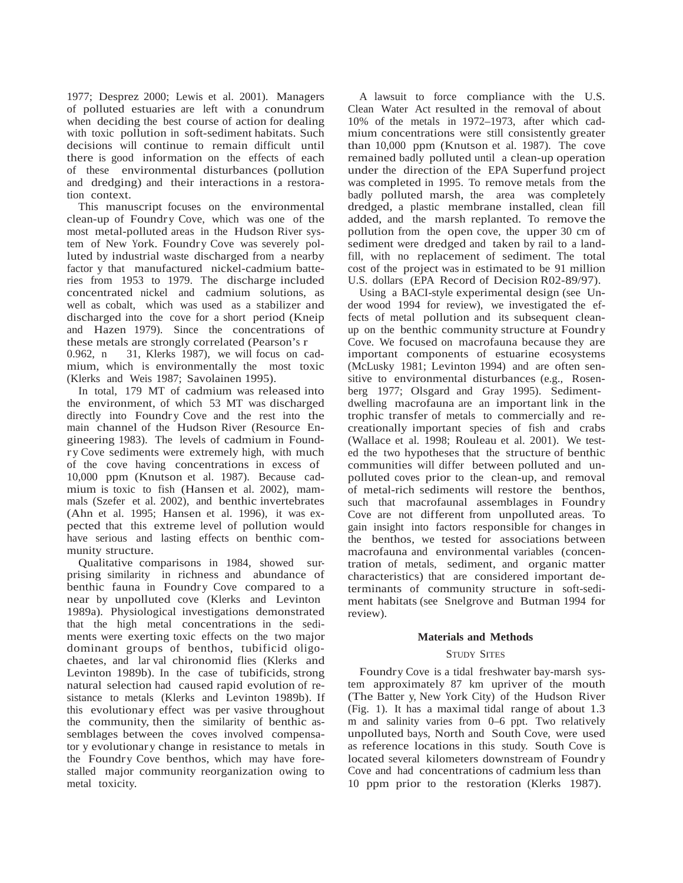1977; Desprez 2000; Lewis et al. 2001). Managers of polluted estuaries are left with a conundrum when deciding the best course of action for dealing with toxic pollution in soft-sediment habitats. Such decisions will continue to remain difficult until there is good information on the effects of each of these environmental disturbances (pollution and dredging) and their interactions in a restoration context.

This manuscript focuses on the environmental clean-up of Foundry Cove, which was one of the most metal-polluted areas in the Hudson River system of New York. Foundry Cove was severely polluted by industrial waste discharged from a nearby factory that manufactured nickel-cadmium batteries from 1953 to 1979. The discharge included concentrated nickel and cadmium solutions, as well as cobalt, which was used as a stabilizer and discharged into the cove for a short period (Kneip and Hazen 1979). Since the concentrations of these metals are strongly correlated (Pearson's r 0.962, n 31, Klerks 1987), we will focus on cadmium, which is environmentally the most toxic (Klerks and Weis 1987; Savolainen 1995).

In total, 179 MT of cadmium was released into the environment, of which 53 MT was discharged directly into Foundry Cove and the rest into the main channel of the Hudson River (Resource Engineering 1983). The levels of cadmium in Foundry Cove sediments were extremely high, with much of the cove having concentrations in excess of 10,000 ppm (Knutson et al. 1987). Because cadmium is toxic to fish (Hansen et al. 2002), mammals (Szefer et al. 2002), and benthic invertebrates (Ahn et al. 1995; Hansen et al. 1996), it was expected that this extreme level of pollution would have serious and lasting effects on benthic community structure.

Qualitative comparisons in 1984, showed surprising similarity in richness and abundance of benthic fauna in Foundry Cove compared to a near by unpolluted cove (Klerks and Levinton 1989a). Physiological investigations demonstrated that the high metal concentrations in the sediments were exerting toxic effects on the two major dominant groups of benthos, tubificid oligochaetes, and larval chironomid flies (Klerks and Levinton 1989b). In the case of tubificids, strong natural selection had caused rapid evolution of resistance to metals (Klerks and Levinton 1989b). If this evolutionary effect was pervasive throughout the community, then the similarity of benthic assemblages between the coves involved compensatory evolutionary change in resistance to metals in the Foundry Cove benthos, which may have forestalled major community reorganization owing to metal toxicity.

A lawsuit to force compliance with the U.S. Clean Water Act resulted in the removal of about 10% of the metals in 1972–1973, after which cadmium concentrations were still consistently greater than 10,000 ppm (Knutson et al. 1987). The cove remained badly polluted until a clean-up operation under the direction of the EPA Superfund project was completed in 1995. To remove metals from the badly polluted marsh, the area was completely dredged, a plastic membrane installed, clean fill added, and the marsh replanted. To remove the pollution from the open cove, the upper 30 cm of sediment were dredged and taken by rail to a landfill, with no replacement of sediment. The total cost of the project was in estimated to be 91 million U.S. dollars (EPA Record of Decision R02-89/97).

Using a BACI-style experimental design (see Underwood 1994 for review), we investigated the effects of metal pollution and its subsequent clean-up on the benthic community structure at Foundry Cove. We focused on macrofauna because they are important components of estuarine ecosystems (McLusky 1981; Levinton 1994) and are often sensitive to environmental disturbances (e.g., Rosenberg 1977; Olsgard and Gray 1995). Sediment-dwelling macrofauna are an important link in the trophic transfer of metals to commercially and recreationally important species of fish and crabs (Wallace et al. 1998; Rouleau et al. 2001). We tested the two hypotheses that the structure of benthic communities will differ between polluted and unpolluted coves prior to the clean-up, and removal of metal-rich sediments will restore the benthos, such that macrofaunal assemblages in Foundry Cove are not different from unpolluted areas. To gain insight into factors responsible for changes in the benthos, we tested for associations between macrofauna and environmental variables (concentration of metals, sediment, and organic matter characteristics) that are considered important determinants of community structure in soft-sediment habitats (see Snelgrove and Butman 1994 for review).

## Materials and Methods

### Study Sites

Foundry Cove is a tidal freshwater bay-marsh system approximately 87 km upriver of the mouth (The Battery, New York City) of the Hudson River (Fig. 1). It has a maximal tidal range of about 1.3 m and salinity varies from 0–6 ppt. Two relatively unpolluted bays, North and South Cove, were used as reference locations in this study. South Cove is located several kilometers downstream of Foundry Cove and had concentrations of cadmium less than 10 ppm prior to the restoration (Klerks 1987).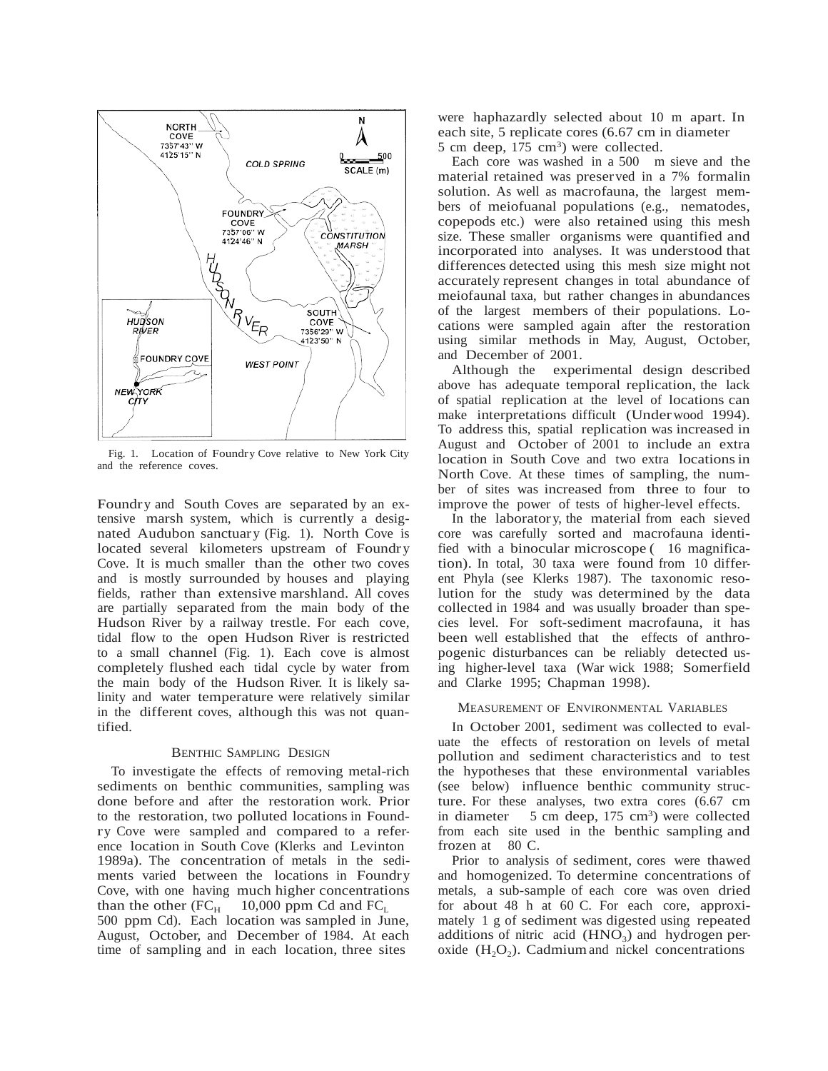Fig. 1. Location of Foundry Cove relative to New York City and the reference coves.

Foundry and South Coves are separated by an extensive marsh system, which is currently a designated Audubon sanctuary (Fig. 1). North Cove is located several kilometers upstream of Foundry Cove. It is much smaller than the other two coves and is mostly surrounded by houses and playing fields, rather than extensive marshland. All coves are partially separated from the main body of the Hudson River by a railway trestle. For each cove, tidal flow to the open Hudson River is restricted to a small channel (Fig. 1). Each cove is almost completely flushed each tidal cycle by water from the main body of the Hudson River. It is likely salinity and water temperature were relatively similar in the different coves, although this was not quantified.

### BENTHIC SAMPLING DESIGN

To investigate the effects of removing metal-rich sediments on benthic communities, sampling was done before and after the restoration work. Prior to the restoration, two polluted locations in Foundry Cove were sampled and compared to a reference location in South Cove (Klerks and Levinton 1989a). The concentration of metals in the sediments varied between the locations in Foundry Cove, with one having much higher concentrations than the other ($FC_H$ 10,000 ppm Cd and $FC_L$ 500 ppm Cd). Each location was sampled in June, August, October, and December of 1984. At each time of sampling and in each location, three sites were haphazardly selected about 10 m apart. In each site, 5 replicate cores (6.67 cm in diameter 5 cm deep, 175 $cm^3$) were collected.

Each core was washed in a 500 m sieve and the material retained was preserved in a 7% formalin solution. As well as macrofauna, the largest members of meiofuanal populations (e.g., nematodes, copepods etc.) were also retained using this mesh size. These smaller organisms were quantified and incorporated into analyses. It was understood that differences detected using this mesh size might not accurately represent changes in total abundance of meiofaunal taxa, but rather changes in abundances of the largest members of their populations. Locations were sampled again after the restoration using similar methods in May, August, October, and December of 2001.

Although the experimental design described above has adequate temporal replication, the lack of spatial replication at the level of locations can make interpretations difficult (Underwood 1994). To address this, spatial replication was increased in August and October of 2001 to include an extra location in South Cove and two extra locations in North Cove. At these times of sampling, the number of sites was increased from three to four to improve the power of tests of higher-level effects.

In the laboratory, the material from each sieved core was carefully sorted and macrofauna identified with a binocular microscope ( 16 magnification). In total, 30 taxa were found from 10 different Phyla (see Klerks 1987). The taxonomic resolution for the study was determined by the data collected in 1984 and was usually broader than species level. For soft-sediment macrofauna, it has been well established that the effects of anthropogenic disturbances can be reliably detected using higher-level taxa (Warwick 1988; Somerfield and Clarke 1995; Chapman 1998).

### MEASUREMENT OF ENVIRONMENTAL VARIABLES

In October 2001, sediment was collected to evaluate the effects of restoration on levels of metal pollution and sediment characteristics and to test the hypotheses that these environmental variables (see below) influence benthic community structure. For these analyses, two extra cores (6.67 cm in diameter 5 cm deep, 175 $cm^3$) were collected from each site used in the benthic sampling and frozen at 80 C.

Prior to analysis of sediment, cores were thawed and homogenized. To determine concentrations of metals, a sub-sample of each core was oven dried for about 48 h at 60 C. For each core, approximately 1 g of sediment was digested using repeated additions of nitric acid ($HNO_3$) and hydrogen peroxide ($H_2O_2$). Cadmium and nickel concentrations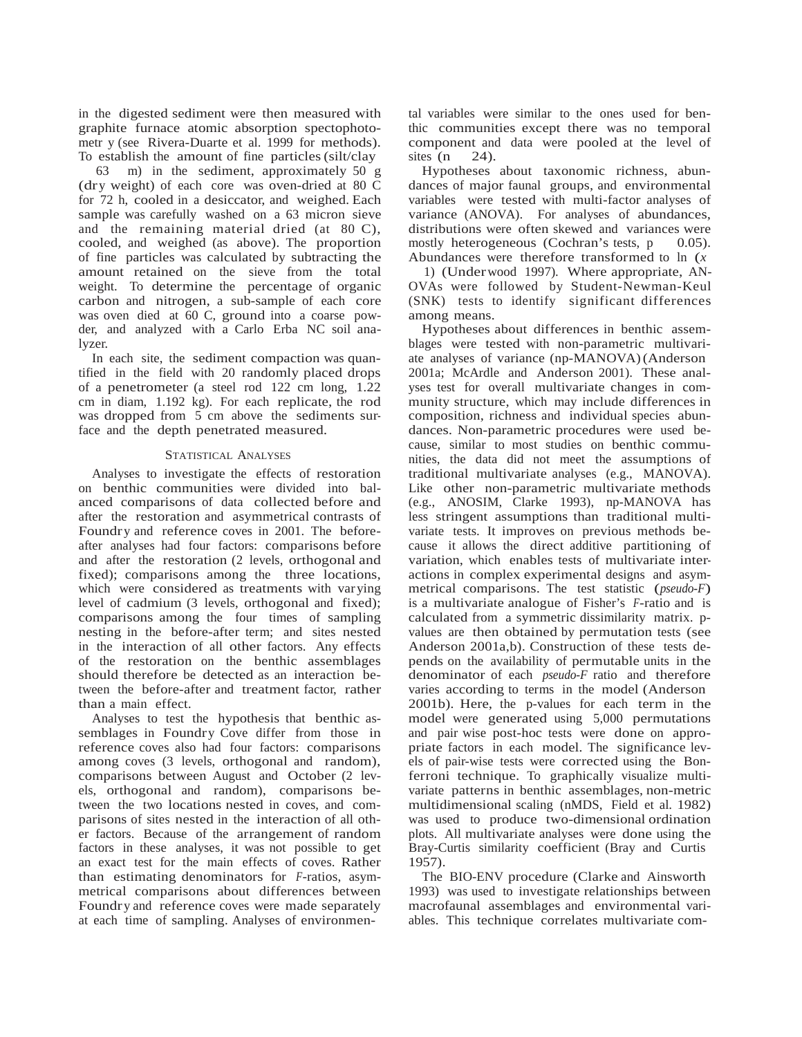in the digested sediment were then measured with graphite furnace atomic absorption spectrophotometr y (see Rivera-Duarte et al. 1999 for methods). To establish the amount of fine particles (silt/clay 63 m) in the sediment, approximately 50 g (dry weight) of each core was oven-dried at 80 C for 72 h, cooled in a desiccator, and weighed. Each sample was carefully washed on a 63 micron sieve and the remaining material dried (at 80 C), cooled, and weighed (as above). The proportion of fine particles was calculated by subtracting the amount retained on the sieve from the total weight. To determine the percentage of organic carbon and nitrogen, a sub-sample of each core was oven died at 60 C, ground into a coarse powder, and analyzed with a Carlo Erba NC soil analyzer.

In each site, the sediment compaction was quantified in the field with 20 randomly placed drops of a penetrometer (a steel rod 122 cm long, 1.22 cm in diam, 1.192 kg). For each replicate, the rod was dropped from 5 cm above the sediments surface and the depth penetrated measured.

## Statistical Analyses

Analyses to investigate the effects of restoration on benthic communities were divided into balanced comparisons of data collected before and after the restoration and asymmetrical contrasts of Foundry and reference coves in 2001. The before-after analyses had four factors: comparisons before and after the restoration (2 levels, orthogonal and fixed); comparisons among the three locations, which were considered as treatments with varying level of cadmium (3 levels, orthogonal and fixed); comparisons among the four times of sampling nesting in the before-after term; and sites nested in the interaction of all other factors. Any effects of the restoration on the benthic assemblages should therefore be detected as an interaction between the before-after and treatment factor, rather than a main effect.

Analyses to test the hypothesis that benthic assemblages in Foundry Cove differ from those in reference coves also had four factors: comparisons among coves (3 levels, orthogonal and random), comparisons between August and October (2 levels, orthogonal and random), comparisons between the two locations nested in coves, and comparisons of sites nested in the interaction of all other factors. Because of the arrangement of random factors in these analyses, it was not possible to get an exact test for the main effects of coves. Rather than estimating denominators for *F*-ratios, asymmetrical comparisons about differences between Foundry and reference coves were made separately at each time of sampling. Analyses of environmental variables were similar to the ones used for benthic communities except there was no temporal component and data were pooled at the level of sites (n 24).

Hypotheses about taxonomic richness, abundances of major faunal groups, and environmental variables were tested with multi-factor analyses of variance (ANOVA). For analyses of abundances, distributions were often skewed and variances were mostly heterogeneous (Cochran's tests, p 0.05). Abundances were therefore transformed to ln (*x* 1) (Underwood 1997). Where appropriate, ANOVAs were followed by Student-Newman-Keul (SNK) tests to identify significant differences among means.

Hypotheses about differences in benthic assemblages were tested with non-parametric multivariate analyses of variance (np-MANOVA) (Anderson 2001a; McArdle and Anderson 2001). These analyses test for overall multivariate changes in community structure, which may include differences in composition, richness and individual species abundances. Non-parametric procedures were used because, similar to most studies on benthic communities, the data did not meet the assumptions of traditional multivariate analyses (e.g., MANOVA). Like other non-parametric multivariate methods (e.g., ANOSIM, Clarke 1993), np-MANOVA has less stringent assumptions than traditional multivariate tests. It improves on previous methods because it allows the direct additive partitioning of variation, which enables tests of multivariate interactions in complex experimental designs and asymmetrical comparisons. The test statistic (*pseudo-F*) is a multivariate analogue of Fisher's *F*-ratio and is calculated from a symmetric dissimilarity matrix. p-values are then obtained by permutation tests (see Anderson 2001a,b). Construction of these tests depends on the availability of permutable units in the denominator of each *pseudo-F* ratio and therefore varies according to terms in the model (Anderson 2001b). Here, the p-values for each term in the model were generated using 5,000 permutations and pair wise post-hoc tests were done on appropriate factors in each model. The significance levels of pair-wise tests were corrected using the Bonferroni technique. To graphically visualize multivariate patterns in benthic assemblages, non-metric multidimensional scaling (nMDS, Field et al. 1982) was used to produce two-dimensional ordination plots. All multivariate analyses were done using the Bray-Curtis similarity coefficient (Bray and Curtis 1957).

The BIO-ENV procedure (Clarke and Ainsworth 1993) was used to investigate relationships between macrofaunal assemblages and environmental variables. This technique correlates multivariate com-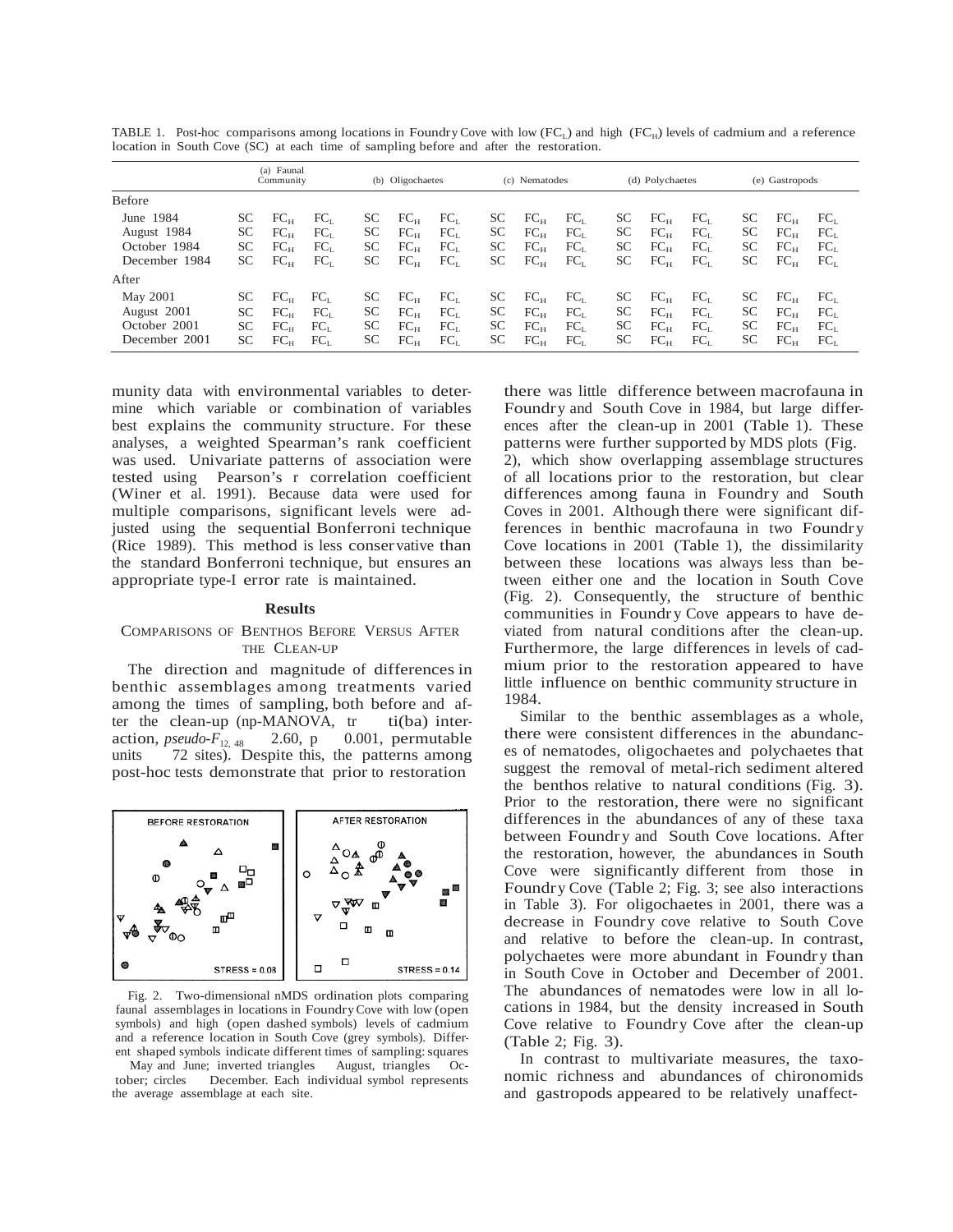TABLE 1. Post-hoc comparisons among locations in Foundry Cove with low ($FC_L$) and high ($FC_H$) levels of cadmium and a reference location in South Cove (SC) at each time of sampling before and after the restoration.

| | (a) Faunal Community | | | (b) Oligochaetes | | | (c) Nematodes | | | (d) Polychaetes | | | (e) Gastropods | | |
|---|---|---|---|---|---|---|---|---|---|---|---|---|---|---|---|
| Before | | | | | | | | | | | | | | | |
| June 1984 | SC | $FC_H$ | $FC_L$ | SC | $FC_H$ | $FC_L$ | SC | $FC_H$ | $FC_L$ | SC | $FC_H$ | $FC_L$ | SC | $FC_H$ | $FC_L$ |
| August 1984 | SC | $FC_H$ | $FC_L$ | SC | $FC_H$ | $FC_L$ | SC | $FC_H$ | $FC_L$ | SC | $FC_H$ | $FC_L$ | SC | $FC_H$ | $FC_L$ |
| October 1984 | SC | $FC_H$ | $FC_L$ | SC | $FC_H$ | $FC_L$ | SC | $FC_H$ | $FC_L$ | SC | $FC_H$ | $FC_L$ | SC | $FC_H$ | $FC_L$ |
| December 1984 | SC | $FC_H$ | $FC_L$ | SC | $FC_H$ | $FC_L$ | SC | $FC_H$ | $FC_L$ | SC | $FC_H$ | $FC_L$ | SC | $FC_H$ | $FC_L$ |
| After | | | | | | | | | | | | | | | |
| May 2001 | SC | $FC_H$ | $FC_L$ | SC | $FC_H$ | $FC_L$ | SC | $FC_H$ | $FC_L$ | SC | $FC_H$ | $FC_L$ | SC | $FC_H$ | $FC_L$ |
| August 2001 | SC | $FC_H$ | $FC_L$ | SC | $FC_H$ | $FC_L$ | SC | $FC_H$ | $FC_L$ | SC | $FC_H$ | $FC_L$ | SC | $FC_H$ | $FC_L$ |
| October 2001 | SC | $FC_H$ | $FC_L$ | SC | $FC_H$ | $FC_L$ | SC | $FC_H$ | $FC_L$ | SC | $FC_H$ | $FC_L$ | SC | $FC_H$ | $FC_L$ |
| December 2001 | SC | $FC_H$ | $FC_L$ | SC | $FC_H$ | $FC_L$ | SC | $FC_H$ | $FC_L$ | SC | $FC_H$ | $FC_L$ | SC | $FC_H$ | $FC_L$ |

munity data with environmental variables to determine which variable or combination of variables best explains the community structure. For these analyses, a weighted Spearman's rank coefficient was used. Univariate patterns of association were tested using Pearson's r correlation coefficient (Winer et al. 1991). Because data were used for multiple comparisons, significant levels were adjusted using the sequential Bonferroni technique (Rice 1989). This method is less conservative than the standard Bonferroni technique, but ensures an appropriate type-I error rate is maintained.

## Results

### Comparisons of Benthos Before Versus After the Clean-up

The direction and magnitude of differences in benthic assemblages among treatments varied among the times of sampling, both before and after the clean-up (np-MANOVA, tr ti(ba) interaction, *pseudo*-$F_{12, 48}$ 2.60, p 0.001, permutable units 72 sites). Despite this, the patterns among post-hoc tests demonstrate that prior to restoration

Fig. 2. Two-dimensional nMDS ordination plots comparing faunal assemblages in locations in Foundry Cove with low (open symbols) and high (open dashed symbols) levels of cadmium and a reference location in South Cove (grey symbols). Different shaped symbols indicate different times of sampling: squares May and June; inverted triangles August, triangles October; circles December. Each individual symbol represents the average assemblage at each site.

there was little difference between macrofauna in Foundry and South Cove in 1984, but large differences after the clean-up in 2001 (Table 1). These patterns were further supported by MDS plots (Fig. 2), which show overlapping assemblage structures of all locations prior to the restoration, but clear differences among fauna in Foundry and South Coves in 2001. Although there were significant differences in benthic macrofauna in two Foundry Cove locations in 2001 (Table 1), the dissimilarity between these locations was always less than between either one and the location in South Cove (Fig. 2). Consequently, the structure of benthic communities in Foundry Cove appears to have deviated from natural conditions after the clean-up. Furthermore, the large differences in levels of cadmium prior to the restoration appeared to have little influence on benthic community structure in 1984.

Similar to the benthic assemblages as a whole, there were consistent differences in the abundances of nematodes, oligochaetes and polychaetes that suggest the removal of metal-rich sediment altered the benthos relative to natural conditions (Fig. 3). Prior to the restoration, there were no significant differences in the abundances of any of these taxa between Foundry and South Cove locations. After the restoration, however, the abundances in South Cove were significantly different from those in Foundry Cove (Table 2; Fig. 3; see also interactions in Table 3). For oligochaetes in 2001, there was a decrease in Foundry cove relative to South Cove and relative to before the clean-up. In contrast, polychaetes were more abundant in Foundry than in South Cove in October and December of 2001. The abundances of nematodes were low in all locations in 1984, but the density increased in South Cove relative to Foundry Cove after the clean-up (Table 2; Fig. 3).

In contrast to multivariate measures, the taxonomic richness and abundances of chironomids and gastropods appeared to be relatively unaffect-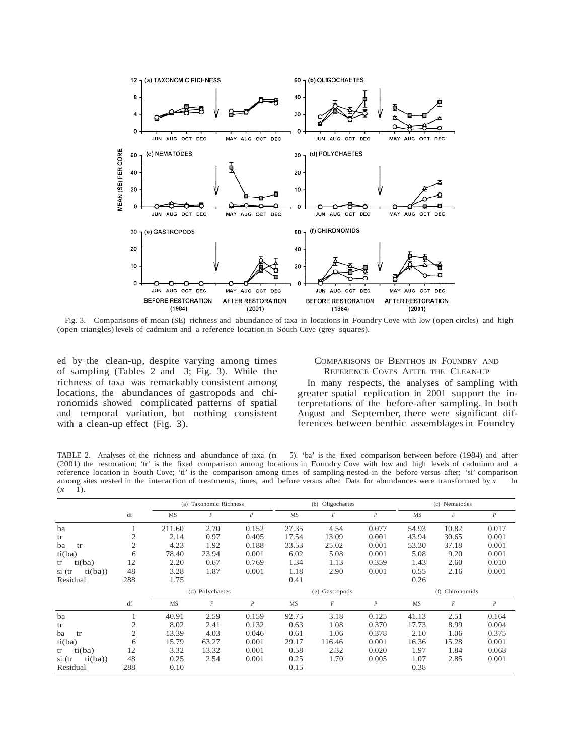Fig. 3. Comparisons of mean (SE) richness and abundance of taxa in locations in Foundry Cove with low (open circles) and high (open triangles) levels of cadmium and a reference location in South Cove (grey squares).

ed by the clean-up, despite varying among times of sampling (Tables 2 and 3; Fig. 3). While the richness of taxa was remarkably consistent among locations, the abundances of gastropods and chironomids showed complicated patterns of spatial and temporal variation, but nothing consistent with a clean-up effect (Fig. 3).

## Comparisons of Benthos in Foundry and Reference Coves After the Clean-up

In many respects, the analyses of sampling with greater spatial replication in 2001 support the interpretations of the before-after sampling. In both August and September, there were significant differences between benthic assemblages in Foundry

TABLE 2. Analyses of the richness and abundance of taxa ($n = 5$). 'ba' is the fixed comparison between before (1984) and after (2001) the restoration; 'tr' is the fixed comparison among locations in Foundry Cove with low and high levels of cadmium and a reference location in South Cove; 'ti' is the comparison among times of sampling nested in the before versus after; 'si' comparison among sites nested in the interaction of treatments, times, and before versus after. Data for abundances were transformed by $x = \ln(x + 1)$.

| | df | (a) Taxonomic Richness | | | (b) Oligochaetes | | | (c) Nematodes | | |
|---|---|---|---|---|---|---|---|---|---|---|
| | | MS | $F$ | $P$ | MS | $F$ | $P$ | MS | $F$ | $P$ |
| ba | 1 | 211.60 | 2.70 | 0.152 | 27.35 | 4.54 | 0.077 | 54.93 | 10.82 | 0.017 |
| tr | 2 | 2.14 | 0.97 | 0.405 | 17.54 | 13.09 | 0.001 | 43.94 | 30.65 | 0.001 |
| ba × tr | 2 | 4.23 | 1.92 | 0.188 | 33.53 | 25.02 | 0.001 | 53.30 | 37.18 | 0.001 |
| ti(ba) | 6 | 78.40 | 23.94 | 0.001 | 6.02 | 5.08 | 0.001 | 5.08 | 9.20 | 0.001 |
| tr × ti(ba) | 12 | 2.20 | 0.67 | 0.769 | 1.34 | 1.13 | 0.359 | 1.43 | 2.60 | 0.010 |
| si (tr × ti(ba)) | 48 | 3.28 | 1.87 | 0.001 | 1.18 | 2.90 | 0.001 | 0.55 | 2.16 | 0.001 |
| Residual | 288 | 1.75 | | | 0.41 | | | 0.26 | | |

| | df | (d) Polychaetes | | | (e) Gastropods | | | (f) Chironomids | | |
|---|---|---|---|---|---|---|---|---|---|---|
| | | MS | $F$ | $P$ | MS | $F$ | $P$ | MS | $F$ | $P$ |
| ba | 1 | 40.91 | 2.59 | 0.159 | 92.75 | 3.18 | 0.125 | 41.13 | 2.51 | 0.164 |
| tr | 2 | 8.02 | 2.41 | 0.132 | 0.63 | 1.08 | 0.370 | 17.73 | 8.99 | 0.004 |
| ba × tr | 2 | 13.39 | 4.03 | 0.046 | 0.61 | 1.06 | 0.378 | 2.10 | 1.06 | 0.375 |
| ti(ba) | 6 | 15.79 | 63.27 | 0.001 | 29.17 | 116.46 | 0.001 | 16.36 | 15.28 | 0.001 |
| tr × ti(ba) | 12 | 3.32 | 13.32 | 0.001 | 0.58 | 2.32 | 0.020 | 1.97 | 1.84 | 0.068 |
| si (tr × ti(ba)) | 48 | 0.25 | 2.54 | 0.001 | 0.25 | 1.70 | 0.005 | 1.07 | 2.85 | 0.001 |
| Residual | 288 | 0.10 | | | 0.15 | | | 0.38 | | |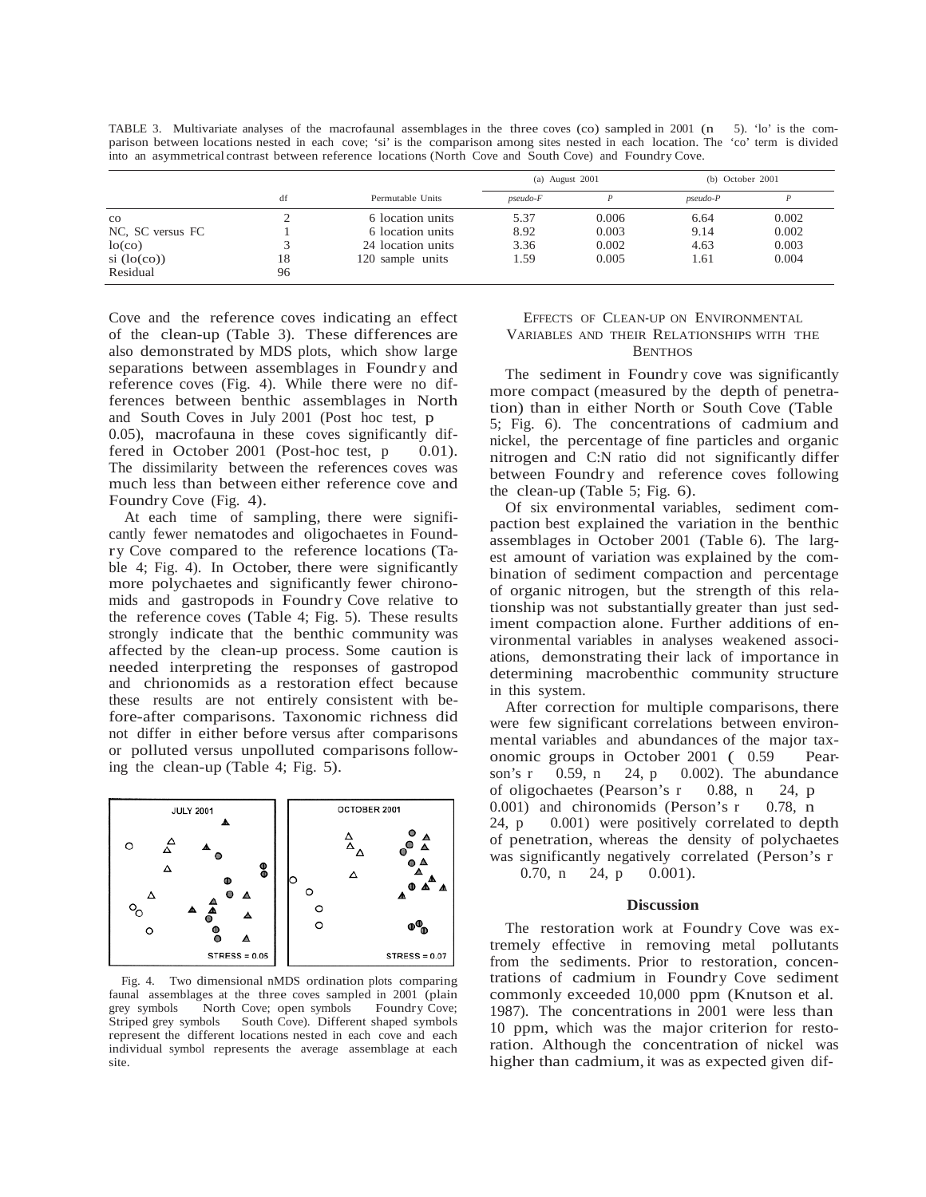TABLE 3. Multivariate analyses of the macrofaunal assemblages in the three coves (co) sampled in 2001 (n 5). 'lo' is the comparison between locations nested in each cove; 'si' is the comparison among sites nested in each location. The 'co' term is divided into an asymmetrical contrast between reference locations (North Cove and South Cove) and Foundry Cove.

| | df | Permutable Units | (a) August 2001 | | (b) October 2001 | |
|---|---|---|---|---|---|---|
| | | | *pseudo-F* | *P* | *pseudo-P* | *P* |
| co | 2 | 6 location units | 5.37 | 0.006 | 6.64 | 0.002 |
| NC, SC versus FC | 1 | 6 location units | 8.92 | 0.003 | 9.14 | 0.002 |
| lo(co) | 3 | 24 location units | 3.36 | 0.002 | 4.63 | 0.003 |
| si (lo(co)) | 18 | 120 sample units | 1.59 | 0.005 | 1.61 | 0.004 |
| Residual | 96 | | | | | |

Cove and the reference coves indicating an effect of the clean-up (Table 3). These differences are also demonstrated by MDS plots, which show large separations between assemblages in Foundry and reference coves (Fig. 4). While there were no differences between benthic assemblages in North and South Coves in July 2001 (Post hoc test, p 0.05), macrofauna in these coves significantly differed in October 2001 (Post-hoc test, p 0.01). The dissimilarity between the references coves was much less than between either reference cove and Foundry Cove (Fig. 4).

At each time of sampling, there were significantly fewer nematodes and oligochaetes in Foundry Cove compared to the reference locations (Table 4; Fig. 4). In October, there were significantly more polychaetes and significantly fewer chironomids and gastropods in Foundry Cove relative to the reference coves (Table 4; Fig. 5). These results strongly indicate that the benthic community was affected by the clean-up process. Some caution is needed interpreting the responses of gastropod and chrionomids as a restoration effect because these results are not entirely consistent with before-after comparisons. Taxonomic richness did not differ in either before versus after comparisons or polluted versus unpolluted comparisons following the clean-up (Table 4; Fig. 5).

Fig. 4. Two dimensional nMDS ordination plots comparing faunal assemblages at the three coves sampled in 2001 (plain grey symbols North Cove; open symbols Foundry Cove; Striped grey symbols South Cove). Different shaped symbols represent the different locations nested in each cove and each individual symbol represents the average assemblage at each site.

## Effects of Clean-up on Environmental Variables and their Relationships with the Benthos

The sediment in Foundry cove was significantly more compact (measured by the depth of penetration) than in either North or South Cove (Table 5; Fig. 6). The concentrations of cadmium and nickel, the percentage of fine particles and organic nitrogen and C:N ratio did not significantly differ between Foundry and reference coves following the clean-up (Table 5; Fig. 6).

Of six environmental variables, sediment compaction best explained the variation in the benthic assemblages in October 2001 (Table 6). The largest amount of variation was explained by the combination of sediment compaction and percentage of organic nitrogen, but the strength of this relationship was not substantially greater than just sediment compaction alone. Further additions of environmental variables in analyses weakened associations, demonstrating their lack of importance in determining macrobenthic community structure in this system.

After correction for multiple comparisons, there were few significant correlations between environmental variables and abundances of the major taxonomic groups in October 2001 ( 0.59 Pearson's r 0.59, n 24, p 0.002). The abundance of oligochaetes (Pearson's r 0.88, n 24, p 0.001) and chironomids (Person's r 0.78, n 24, p 0.001) were positively correlated to depth of penetration, whereas the density of polychaetes was significantly negatively correlated (Person's r 0.70, n 24, p 0.001).

## Discussion

The restoration work at Foundry Cove was extremely effective in removing metal pollutants from the sediments. Prior to restoration, concentrations of cadmium in Foundry Cove sediment commonly exceeded 10,000 ppm (Knutson et al. 1987). The concentrations in 2001 were less than 10 ppm, which was the major criterion for restoration. Although the concentration of nickel was higher than cadmium, it was as expected given dif-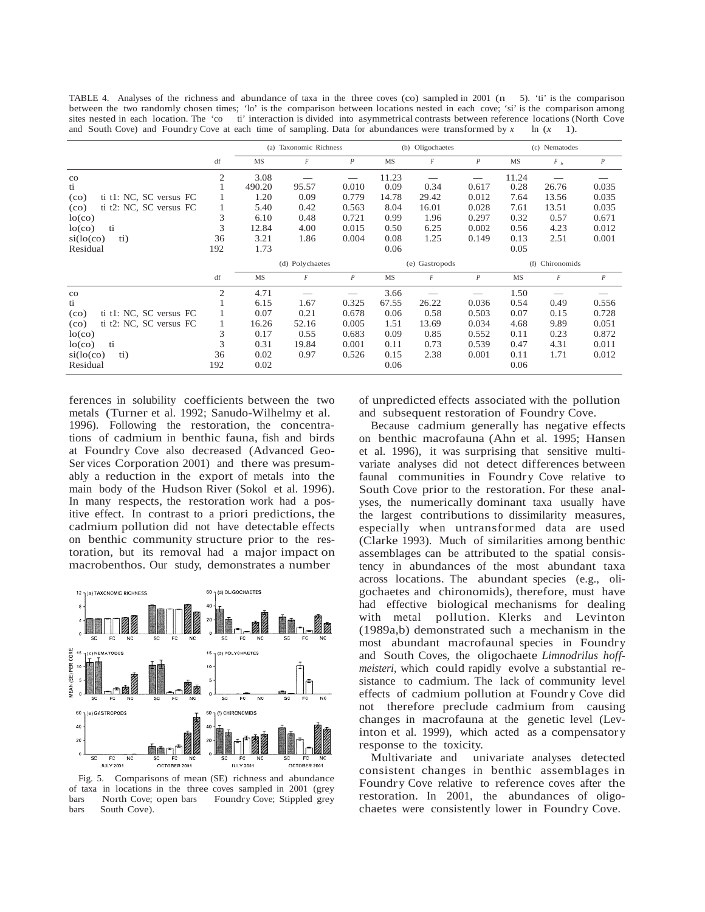TABLE 4. Analyses of the richness and abundance of taxa in the three coves (co) sampled in 2001 (n = 5). 'ti' is the comparison between the two randomly chosen times; 'lo' is the comparison between locations nested in each cove; 'si' is the comparison among sites nested in each location. The 'co × ti' interaction is divided into asymmetrical contrasts between reference locations (North Cove and South Cove) and Foundry Cove at each time of sampling. Data for abundances were transformed by $x = \ln(x + 1)$.

| | df | (a) Taxonomic Richness | | | (b) Oligochaetes | | | (c) Nematodes | | |
|---|---|---|---|---|---|---|---|---|---|---|
| | | MS | F | P | MS | F | P | MS | F | P |
| co | 2 | 3.08 | — | — | 11.23 | — | — | 11.24 | — | — |
| ti | 1 | 490.20 | 95.57 | 0.010 | 0.09 | 0.34 | 0.617 | 0.28 | 26.76 | 0.035 |
| (co) × ti t1: NC, SC versus FC | 1 | 1.20 | 0.09 | 0.779 | 14.78 | 29.42 | 0.012 | 7.64 | 13.56 | 0.035 |
| (co) × ti t2: NC, SC versus FC | 1 | 5.40 | 0.42 | 0.563 | 8.04 | 16.01 | 0.028 | 7.61 | 13.51 | 0.035 |
| lo(co) | 3 | 6.10 | 0.48 | 0.721 | 0.99 | 1.96 | 0.297 | 0.32 | 0.57 | 0.671 |
| lo(co) × ti | 3 | 12.84 | 4.00 | 0.015 | 0.50 | 6.25 | 0.002 | 0.56 | 4.23 | 0.012 |
| si(lo(co) × ti) | 36 | 3.21 | 1.86 | 0.004 | 0.08 | 1.25 | 0.149 | 0.13 | 2.51 | 0.001 |
| Residual | 192 | 1.73 | | | 0.06 | | | 0.05 | | |
| | | (d) Polychaetes | | | (e) Gastropods | | | (f) Chironomids | | |
| | df | MS | F | P | MS | F | P | MS | F | P |
| co | 2 | 4.71 | — | — | 3.66 | — | — | 1.50 | — | — |
| ti | 1 | 6.15 | 1.67 | 0.325 | 67.55 | 26.22 | 0.036 | 0.54 | 0.49 | 0.556 |
| (co) × ti t1: NC, SC versus FC | 1 | 0.07 | 0.21 | 0.678 | 0.06 | 0.58 | 0.503 | 0.07 | 0.15 | 0.728 |
| (co) × ti t2: NC, SC versus FC | 1 | 16.26 | 52.16 | 0.005 | 1.51 | 13.69 | 0.034 | 4.68 | 9.89 | 0.051 |
| lo(co) | 3 | 0.17 | 0.55 | 0.683 | 0.09 | 0.85 | 0.552 | 0.11 | 0.23 | 0.872 |
| lo(co) × ti | 3 | 0.31 | 19.84 | 0.001 | 0.11 | 0.73 | 0.539 | 0.47 | 4.31 | 0.011 |
| si(lo(co) × ti) | 36 | 0.02 | 0.97 | 0.526 | 0.15 | 2.38 | 0.001 | 0.11 | 1.71 | 0.012 |
| Residual | 192 | 0.02 | | | 0.06 | | | 0.06 | | |

ferences in solubility coefficients between the two metals (Turner et al. 1992; Sanudo-Wilhelmy et al. 1996). Following the restoration, the concentrations of cadmium in benthic fauna, fish and birds at Foundry Cove also decreased (Advanced Geo-Services Corporation 2001) and there was presumably a reduction in the export of metals into the main body of the Hudson River (Sokol et al. 1996). In many respects, the restoration work had a positive effect. In contrast to a priori predictions, the cadmium pollution did not have detectable effects on benthic community structure prior to the restoration, but its removal had a major impact on macrobenthos. Our study, demonstrates a number of unpredicted effects associated with the pollution and subsequent restoration of Foundry Cove.

Fig. 5. Comparisons of mean (SE) richness and abundance of taxa in locations in the three coves sampled in 2001 (grey bars = North Cove; open bars = Foundry Cove; Stippled grey bars = South Cove).

Because cadmium generally has negative effects on benthic macrofauna (Ahn et al. 1995; Hansen et al. 1996), it was surprising that sensitive multivariate analyses did not detect differences between faunal communities in Foundry Cove relative to South Cove prior to the restoration. For these analyses, the numerically dominant taxa usually have the largest contributions to dissimilarity measures, especially when untransformed data are used (Clarke 1993). Much of similarities among benthic assemblages can be attributed to the spatial consistency in abundances of the most abundant taxa across locations. The abundant species (e.g., oligochaetes and chironomids), therefore, must have had effective biological mechanisms for dealing with metal pollution. Klerks and Levinton (1989a,b) demonstrated such a mechanism in the most abundant macrofaunal species in Foundry and South Coves, the oligochaete *Limnodrilus hoffmeisteri*, which could rapidly evolve a substantial resistance to cadmium. The lack of community level effects of cadmium pollution at Foundry Cove did not therefore preclude cadmium from causing changes in macrofauna at the genetic level (Levinton et al. 1999), which acted as a compensatory response to the toxicity.

Multivariate and univariate analyses detected consistent changes in benthic assemblages in Foundry Cove relative to reference coves after the restoration. In 2001, the abundances of oligochaetes were consistently lower in Foundry Cove.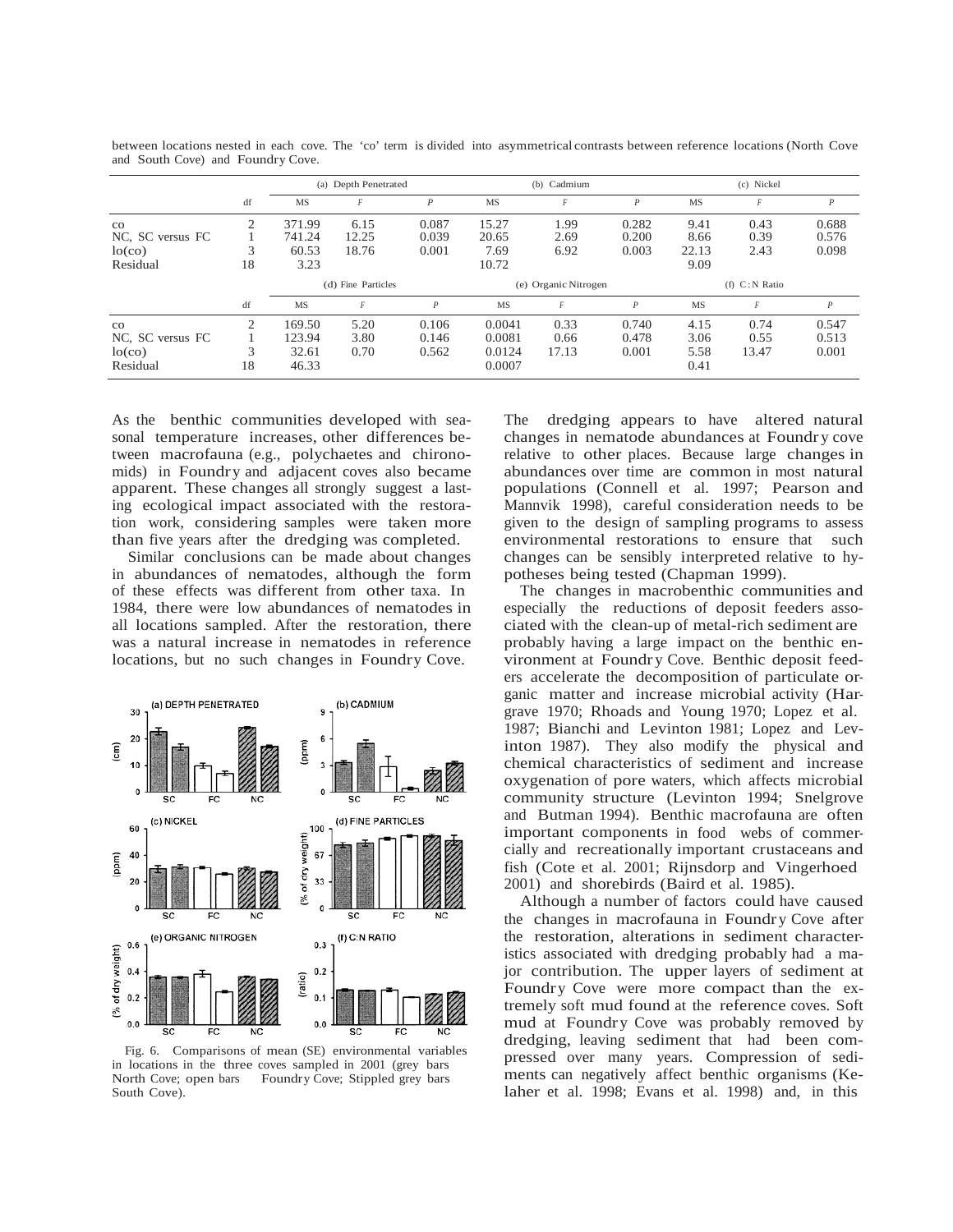between locations nested in each cove. The 'co' term is divided into asymmetrical contrasts between reference locations (North Cove and South Cove) and Foundry Cove.

| | df | (a) Depth Penetrated | | | (b) Cadmium | | | (c) Nickel | | |
|---|---|---|---|---|---|---|---|---|---|---|
| | | MS | *F* | *P* | MS | *F* | *P* | MS | *F* | *P* |
| co | 2 | 371.99 | 6.15 | 0.087 | 15.27 | 1.99 | 0.282 | 9.41 | 0.43 | 0.688 |
| NC, SC versus FC | 1 | 741.24 | 12.25 | 0.039 | 20.65 | 2.69 | 0.200 | 8.66 | 0.39 | 0.576 |
| lo(co) | 3 | 60.53 | 18.76 | 0.001 | 7.69 | 6.92 | 0.003 | 22.13 | 2.43 | 0.098 |
| Residual | 18 | 3.23 | | | 10.72 | | | 9.09 | | |
| | | (d) Fine Particles | | | (e) Organic Nitrogen | | | (f) C:N Ratio | | |
| | df | MS | *F* | *P* | MS | *F* | *P* | MS | *F* | *P* |
| co | 2 | 169.50 | 5.20 | 0.106 | 0.0041 | 0.33 | 0.740 | 4.15 | 0.74 | 0.547 |
| NC, SC versus FC | 1 | 123.94 | 3.80 | 0.146 | 0.0081 | 0.66 | 0.478 | 3.06 | 0.55 | 0.513 |
| lo(co) | 3 | 32.61 | 0.70 | 0.562 | 0.0124 | 17.13 | 0.001 | 5.58 | 13.47 | 0.001 |
| Residual | 18 | 46.33 | | | 0.0007 | | | 0.41 | | |

As the benthic communities developed with seasonal temperature increases, other differences between macrofauna (e.g., polychaetes and chironomids) in Foundry and adjacent coves also became apparent. These changes all strongly suggest a lasting ecological impact associated with the restoration work, considering samples were taken more than five years after the dredging was completed.

Similar conclusions can be made about changes in abundances of nematodes, although the form of these effects was different from other taxa. In 1984, there were low abundances of nematodes in all locations sampled. After the restoration, there was a natural increase in nematodes in reference locations, but no such changes in Foundry Cove.

Fig. 6. Comparisons of mean (SE) environmental variables in locations in the three coves sampled in 2001 (grey bars North Cove; open bars Foundry Cove; Stippled grey bars South Cove).

The dredging appears to have altered natural changes in nematode abundances at Foundry cove relative to other places. Because large changes in abundances over time are common in most natural populations (Connell et al. 1997; Pearson and Mannvik 1998), careful consideration needs to be given to the design of sampling programs to assess environmental restorations to ensure that such changes can be sensibly interpreted relative to hypotheses being tested (Chapman 1999).

The changes in macrobenthic communities and especially the reductions of deposit feeders associated with the clean-up of metal-rich sediment are probably having a large impact on the benthic environment at Foundry Cove. Benthic deposit feeders accelerate the decomposition of particulate organic matter and increase microbial activity (Hargrave 1970; Rhoads and Young 1970; Lopez et al. 1987; Bianchi and Levinton 1981; Lopez and Levinton 1987). They also modify the physical and chemical characteristics of sediment and increase oxygenation of pore waters, which affects microbial community structure (Levinton 1994; Snelgrove and Butman 1994). Benthic macrofauna are often important components in food webs of commercially and recreationally important crustaceans and fish (Cote et al. 2001; Rijnsdorp and Vingerhoed 2001) and shorebirds (Baird et al. 1985).

Although a number of factors could have caused the changes in macrofauna in Foundry Cove after the restoration, alterations in sediment characteristics associated with dredging probably had a major contribution. The upper layers of sediment at Foundry Cove were more compact than the extremely soft mud found at the reference coves. Soft mud at Foundry Cove was probably removed by dredging, leaving sediment that had been compressed over many years. Compression of sediments can negatively affect benthic organisms (Kelaher et al. 1998; Evans et al. 1998) and, in this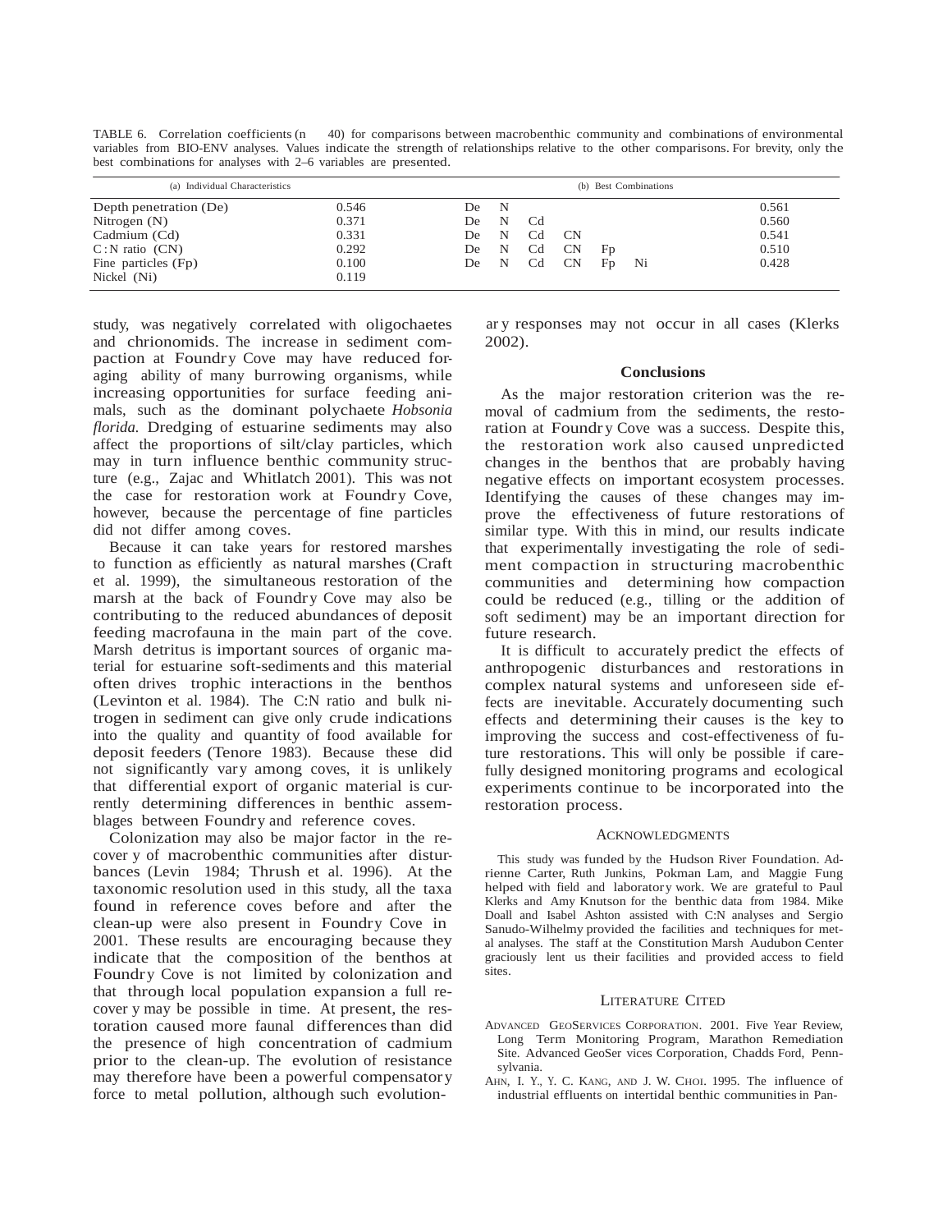TABLE 6. Correlation coefficients (n 40) for comparisons between macrobenthic community and combinations of environmental variables from BIO-ENV analyses. Values indicate the strength of relationships relative to the other comparisons. For brevity, only the best combinations for analyses with 2–6 variables are presented.

| (a) Individual Characteristics | | (b) Best Combinations | | | | | | |
|---|---|---|---|---|---|---|---|---|
| Depth penetration (De) | 0.546 | De | N | | | | | 0.561 |
| Nitrogen (N) | 0.371 | De | N | Cd | | | | 0.560 |
| Cadmium (Cd) | 0.331 | De | N | Cd | CN | | | 0.541 |
| C : N ratio (CN) | 0.292 | De | N | Cd | CN | Fp | | 0.510 |
| Fine particles (Fp) | 0.100 | De | N | Cd | CN | Fp | Ni | 0.428 |
| Nickel (Ni) | 0.119 | | | | | | | |

study, was negatively correlated with oligochaetes and chrionomids. The increase in sediment compaction at Foundry Cove may have reduced foraging ability of many burrowing organisms, while increasing opportunities for surface feeding animals, such as the dominant polychaete *Hobsonia florida.* Dredging of estuarine sediments may also affect the proportions of silt/clay particles, which may in turn influence benthic community structure (e.g., Zajac and Whitlatch 2001). This was not the case for restoration work at Foundry Cove, however, because the percentage of fine particles did not differ among coves.

Because it can take years for restored marshes to function as efficiently as natural marshes (Craft et al. 1999), the simultaneous restoration of the marsh at the back of Foundry Cove may also be contributing to the reduced abundances of deposit feeding macrofauna in the main part of the cove. Marsh detritus is important sources of organic material for estuarine soft-sediments and this material often drives trophic interactions in the benthos (Levinton et al. 1984). The C:N ratio and bulk nitrogen in sediment can give only crude indications into the quality and quantity of food available for deposit feeders (Tenore 1983). Because these did not significantly vary among coves, it is unlikely that differential export of organic material is currently determining differences in benthic assemblages between Foundry and reference coves.

Colonization may also be major factor in the recover y of macrobenthic communities after disturbances (Levin 1984; Thrush et al. 1996). At the taxonomic resolution used in this study, all the taxa found in reference coves before and after the clean-up were also present in Foundry Cove in 2001. These results are encouraging because they indicate that the composition of the benthos at Foundry Cove is not limited by colonization and that through local population expansion a full recover y may be possible in time. At present, the restoration caused more faunal differences than did the presence of high concentration of cadmium prior to the clean-up. The evolution of resistance may therefore have been a powerful compensatory force to metal pollution, although such evolutionary responses may not occur in all cases (Klerks 2002).

## Conclusions

As the major restoration criterion was the removal of cadmium from the sediments, the restoration at Foundry Cove was a success. Despite this, the restoration work also caused unpredicted changes in the benthos that are probably having negative effects on important ecosystem processes. Identifying the causes of these changes may improve the effectiveness of future restorations of similar type. With this in mind, our results indicate that experimentally investigating the role of sediment compaction in structuring macrobenthic communities and determining how compaction could be reduced (e.g., tilling or the addition of soft sediment) may be an important direction for future research.

It is difficult to accurately predict the effects of anthropogenic disturbances and restorations in complex natural systems and unforeseen side effects are inevitable. Accurately documenting such effects and determining their causes is the key to improving the success and cost-effectiveness of future restorations. This will only be possible if carefully designed monitoring programs and ecological experiments continue to be incorporated into the restoration process.

### ACKNOWLEDGMENTS

This study was funded by the Hudson River Foundation. Adrienne Carter, Ruth Junkins, Pokman Lam, and Maggie Fung helped with field and laboratory work. We are grateful to Paul Klerks and Amy Knutson for the benthic data from 1984. Mike Doall and Isabel Ashton assisted with C:N analyses and Sergio Sanudo-Wilhelmy provided the facilities and techniques for metal analyses. The staff at the Constitution Marsh Audubon Center graciously lent us their facilities and provided access to field sites.

### LITERATURE CITED

ADVANCED GEOSERVICES CORPORATION. 2001. Five Year Review, Long Term Monitoring Program, Marathon Remediation Site. Advanced GeoSer vices Corporation, Chadds Ford, Pennsylvania.

AHN, I. Y., Y. C. KANG, AND J. W. CHOI. 1995. The influence of industrial effluents on intertidal benthic communities in Pan-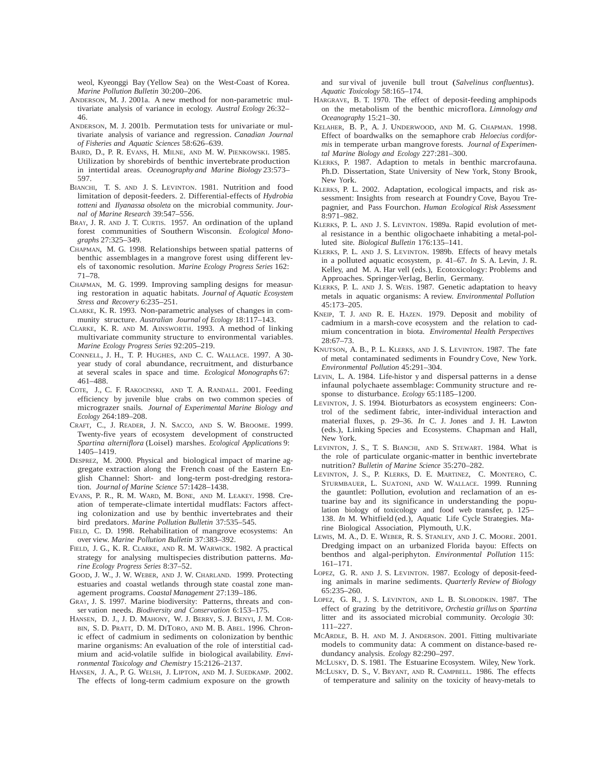weol, Kyeonggi Bay (Yellow Sea) on the West-Coast of Korea. *Marine Pollution Bulletin* 30:200–206.

ANDERSON, M. J. 2001a. A new method for non-parametric multivariate analysis of variance in ecology. *Austral Ecology* 26:32–46.

ANDERSON, M. J. 2001b. Permutation tests for univariate or multivariate analysis of variance and regression. *Canadian Journal of Fisheries and Aquatic Sciences* 58:626–639.

BAIRD, D., P. R. EVANS, H. MILNE, AND M. W. PIENKOWSKI. 1985. Utilization by shorebirds of benthic invertebrate production in intertidal areas. *Oceanography and Marine Biology* 23:573–597.

BIANCHI, T. S. AND J. S. LEVINTON. 1981. Nutrition and food limitation of deposit-feeders. 2. Differential-effects of *Hydrobia totteni* and *Ilyanassa obsoleta* on the microbial community. *Journal of Marine Research* 39:547–556.

BRAY, J. R. AND J. T. CURTIS. 1957. An ordination of the upland forest communities of Southern Wisconsin. *Ecological Monographs* 27:325–349.

CHAPMAN, M. G. 1998. Relationships between spatial patterns of benthic assemblages in a mangrove forest using different levels of taxonomic resolution. *Marine Ecology Progress Series* 162: 71–78.

CHAPMAN, M. G. 1999. Improving sampling designs for measuring restoration in aquatic habitats. *Journal of Aquatic Ecosystem Stress and Recovery* 6:235–251.

CLARKE, K. R. 1993. Non-parametric analyses of changes in community structure. *Australian Journal of Ecology* 18:117–143.

CLARKE, K. R. AND M. AINSWORTH. 1993. A method of linking multivariate community structure to environmental variables. *Marine Ecology Progress Series* 92:205–219.

CONNELL, J. H., T. P. HUGHES, AND C. C. WALLACE. 1997. A 30-year study of coral abundance, recruitment, and disturbance at several scales in space and time. *Ecological Monographs* 67: 461–488.

COTE, J., C. F. RAKOCINSKI, AND T. A. RANDALL. 2001. Feeding efficiency by juvenile blue crabs on two common species of micrograzer snails. *Journal of Experimental Marine Biology and Ecology* 264:189–208.

CRAFT, C., J. READER, J. N. SACCO, AND S. W. BROOME. 1999. Twenty-five years of ecosystem development of constructed *Spartina alterniflora* (Loisel) marshes. *Ecological Applications* 9: 1405–1419.

DESPREZ, M. 2000. Physical and biological impact of marine aggregate extraction along the French coast of the Eastern English Channel: Short- and long-term post-dredging restoration. *Journal of Marine Science* 57:1428–1438.

EVANS, P. R., R. M. WARD, M. BONE, AND M. LEAKEY. 1998. Creation of temperate-climate intertidal mudflats: Factors affecting colonization and use by benthic invertebrates and their bird predators. *Marine Pollution Bulletin* 37:535–545.

FIELD, C. D. 1998. Rehabilitation of mangrove ecosystems: An over view. *Marine Pollution Bulletin* 37:383–392.

FIELD, J. G., K. R. CLARKE, AND R. M. WARWICK. 1982. A practical strategy for analysing multispecies distribution patterns. *Marine Ecology Progress Series* 8:37–52.

GOOD, J. W., J. W. WEBER, AND J. W. CHARLAND. 1999. Protecting estuaries and coastal wetlands through state coastal zone management programs. *Coastal Management* 27:139–186.

GRAY, J. S. 1997. Marine biodiversity: Patterns, threats and conser vation needs. *Biodiversity and Conservation* 6:153–175.

HANSEN, D. J., J. D. MAHONY, W. J. BERRY, S. J. BENYI, J. M. CORBIN, S. D. PRATT, D. M. DITORO, AND M. B. ABEL. 1996. Chronic effect of cadmium in sediments on colonization by benthic marine organisms: An evaluation of the role of interstitial cadmium and acid-volatile sulfide in biological availability. *Environmental Toxicology and Chemistry* 15:2126–2137.

HANSEN, J. A., P. G. WELSH, J. LIPTON, AND M. J. SUEDKAMP. 2002. The effects of long-term cadmium exposure on the growth and sur vival of juvenile bull trout (*Salvelinus confluentus*). *Aquatic Toxicology* 58:165–174.

HARGRAVE, B. T. 1970. The effect of deposit-feeding amphipods on the metabolism of the benthic microflora. *Limnology and Oceanography* 15:21–30.

KELAHER, B. P., A. J. UNDERWOOD, AND M. G. CHAPMAN. 1998. Effect of boardwalks on the semaphore crab *Heloecius cordiformis* in temperate urban mangrove forests. *Journal of Experimental Marine Biology and Ecology* 227:281–300.

KLERKS, P. 1987. Adaption to metals in benthic marcrofauna. Ph.D. Dissertation, State University of New York, Stony Brook, New York.

KLERKS, P. L. 2002. Adaptation, ecological impacts, and risk assessment: Insights from research at Foundry Cove, Bayou Trepagnier, and Pass Fourchon. *Human Ecological Risk Assessment* 8:971–982.

KLERKS, P. L. AND J. S. LEVINTON. 1989a. Rapid evolution of metal resistance in a benthic oligochaete inhabiting a metal-polluted site. *Biological Bulletin* 176:135–141.

KLERKS, P. L. AND J. S. LEVINTON. 1989b. Effects of heavy metals in a polluted aquatic ecosystem, p. 41–67. *In* S. A. Levin, J. R. Kelley, and M. A. Har vell (eds.), Ecotoxicology: Problems and Approaches. Springer-Verlag, Berlin, Germany.

KLERKS, P. L. AND J. S. WEIS. 1987. Genetic adaptation to heavy metals in aquatic organisms: A review. *Environmental Pollution* 45:173–205.

KNEIP, T. J. AND R. E. HAZEN. 1979. Deposit and mobility of cadmium in a marsh-cove ecosystem and the relation to cadmium concentration in biota. *Enviromental Health Perspectives* 28:67–73.

KNUTSON, A. B., P. L. KLERKS, AND J. S. LEVINTON. 1987. The fate of metal contaminated sediments in Foundry Cove, New York. *Environmental Pollution* 45:291–304.

LEVIN, L. A. 1984. Life-histor y and dispersal patterns in a dense infaunal polychaete assemblage: Community structure and response to disturbance. *Ecology* 65:1185–1200.

LEVINTON, J. S. 1994. Bioturbators as ecosystem engineers: Control of the sediment fabric, inter-individual interaction and material fluxes, p. 29–36. *In* C. J. Jones and J. H. Lawton (eds.), Linking Species and Ecosystems. Chapman and Hall, New York.

LEVINTON, J. S., T. S. BIANCHI, AND S. STEWART. 1984. What is the role of particulate organic-matter in benthic invertebrate nutrition? *Bulletin of Marine Science* 35:270–282.

LEVINTON, J. S., P. KLERKS, D. E. MARTINEZ, C. MONTERO, C. STURMBAUER, L. SUATONI, AND W. WALLACE. 1999. Running the gauntlet: Pollution, evolution and reclamation of an estuarine bay and its significance in understanding the population biology of toxicology and food web transfer, p. 125–138. *In* M. Whitfield (ed.), Aquatic Life Cycle Strategies. Marine Biological Association, Plymouth, U.K.

LEWIS, M. A., D. E. WEBER, R. S. STANLEY, AND J. C. MOORE. 2001. Dredging impact on an urbanized Florida bayou: Effects on benthos and algal-periphyton. *Environmental Pollution* 115: 161–171.

LOPEZ, G. R. AND J. S. LEVINTON. 1987. Ecology of deposit-feeding animals in marine sediments. *Quarterly Review of Biology* 65:235–260.

LOPEZ, G. R., J. S. LEVINTON, AND L. B. SLOBODKIN. 1987. The effect of grazing by the detritivore, *Orchestia grillus* on *Spartina* litter and its associated microbial community. *Oecologia* 30: 111–227.

MCARDLE, B. H. AND M. J. ANDERSON. 2001. Fitting multivariate models to community data: A comment on distance-based redundancy analysis. *Ecology* 82:290–297.

MCLUSKY, D. S. 1981. The Estuarine Ecosystem. Wiley, New York.

MCLUSKY, D. S., V. BRYANT, AND R. CAMPBELL. 1986. The effects of temperature and salinity on the toxicity of heavy-metals to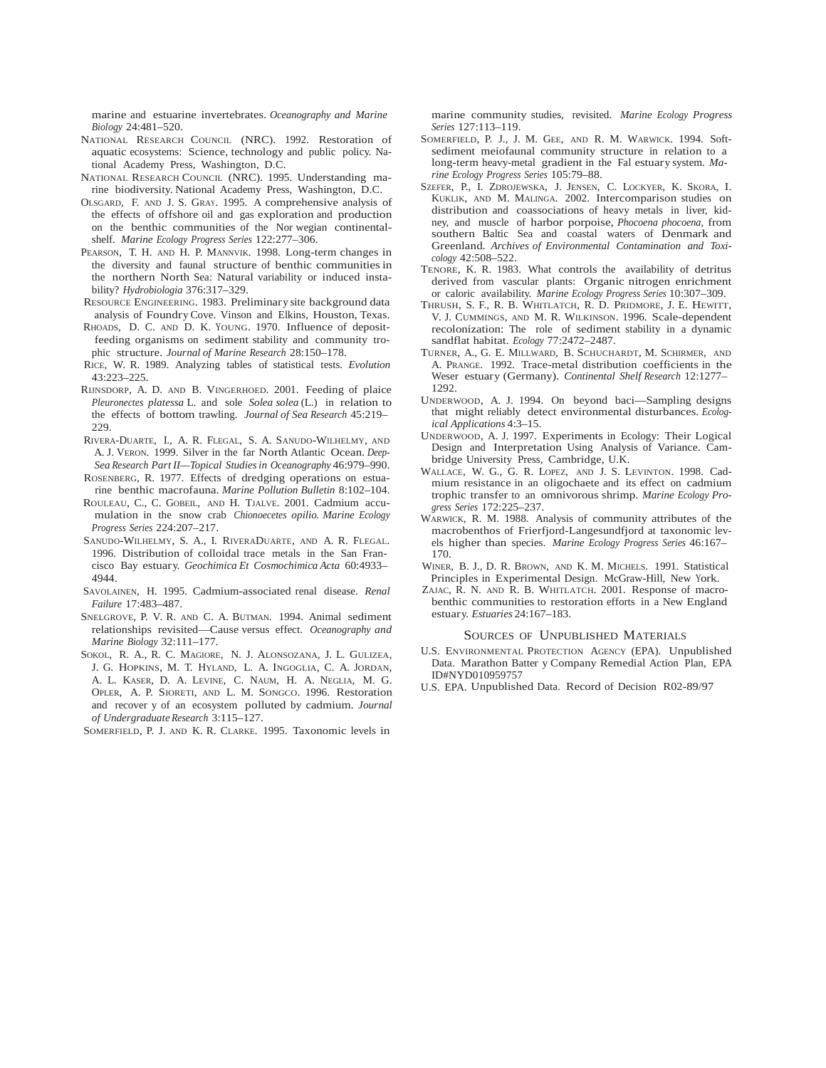marine and estuarine invertebrates. *Oceanography and Marine Biology* 24:481–520.

National Research Council (NRC). 1992. Restoration of aquatic ecosystems: Science, technology and public policy. National Academy Press, Washington, D.C.

National Research Council (NRC). 1995. Understanding marine biodiversity. National Academy Press, Washington, D.C.

Olsgard, F. and J. S. Gray. 1995. A comprehensive analysis of the effects of offshore oil and gas exploration and production on the benthic communities of the Nor wegian continental-shelf. *Marine Ecology Progress Series* 122:277–306.

Pearson, T. H. and H. P. Mannvik. 1998. Long-term changes in the diversity and faunal structure of benthic communities in the northern North Sea: Natural variability or induced instability? *Hydrobiologia* 376:317–329.

Resource Engineering. 1983. Preliminary site background data analysis of Foundry Cove. Vinson and Elkins, Houston, Texas.

Rhoads, D. C. and D. K. Young. 1970. Influence of deposit-feeding organisms on sediment stability and community trophic structure. *Journal of Marine Research* 28:150–178.

Rice, W. R. 1989. Analyzing tables of statistical tests. *Evolution* 43:223–225.

Rijnsdorp, A. D. and B. Vingerhoed. 2001. Feeding of plaice *Pleuronectes platessa* L. and sole *Solea solea* (L.) in relation to the effects of bottom trawling. *Journal of Sea Research* 45:219–229.

Rivera-Duarte, I., A. R. Flegal, S. A. Sanudo-Wilhelmy, and A. J. Veron. 1999. Silver in the far North Atlantic Ocean. *Deep-Sea Research Part II—Topical Studies in Oceanography* 46:979–990.

Rosenberg, R. 1977. Effects of dredging operations on estuarine benthic macrofauna. *Marine Pollution Bulletin* 8:102–104.

Rouleau, C., C. Gobeil, and H. Tjalve. 2001. Cadmium accumulation in the snow crab *Chionoecetes opilio*. *Marine Ecology Progress Series* 224:207–217.

Sanudo-Wilhelmy, S. A., I. RiveraDuarte, and A. R. Flegal. 1996. Distribution of colloidal trace metals in the San Francisco Bay estuary. *Geochimica Et Cosmochimica Acta* 60:4933–4944.

Savolainen, H. 1995. Cadmium-associated renal disease. *Renal Failure* 17:483–487.

Snelgrove, P. V. R. and C. A. Butman. 1994. Animal sediment relationships revisited—Cause versus effect. *Oceanography and Marine Biology* 32:111–177.

Sokol, R. A., R. C. Magiore, N. J. Alonsozana, J. L. Gulizea, J. G. Hopkins, M. T. Hyland, L. A. Ingoglia, C. A. Jordan, A. L. Kaser, D. A. Levine, C. Naum, H. A. Neglia, M. G. Opler, A. P. Sioreti, and L. M. Songco. 1996. Restoration and recover y of an ecosystem polluted by cadmium. *Journal of Undergraduate Research* 3:115–127.

Somerfield, P. J. and K. R. Clarke. 1995. Taxonomic levels in marine community studies, revisited. *Marine Ecology Progress Series* 127:113–119.

Somerfield, P. J., J. M. Gee, and R. M. Warwick. 1994. Soft-sediment meiofaunal community structure in relation to a long-term heavy-metal gradient in the Fal estuary system. *Marine Ecology Progress Series* 105:79–88.

Szefer, P., I. Zdrojewska, J. Jensen, C. Lockyer, K. Skora, I. Kuklik, and M. Malinga. 2002. Intercomparison studies on distribution and coassociations of heavy metals in liver, kidney, and muscle of harbor porpoise, *Phocoena phocoena*, from southern Baltic Sea and coastal waters of Denmark and Greenland. *Archives of Environmental Contamination and Toxicology* 42:508–522.

Tenore, K. R. 1983. What controls the availability of detritus derived from vascular plants: Organic nitrogen enrichment or caloric availability. *Marine Ecology Progress Series* 10:307–309.

Thrush, S. F., R. B. Whitlatch, R. D. Pridmore, J. E. Hewitt, V. J. Cummings, and M. R. Wilkinson. 1996. Scale-dependent recolonization: The role of sediment stability in a dynamic sandflat habitat. *Ecology* 77:2472–2487.

Turner, A., G. E. Millward, B. Schuchardt, M. Schirmer, and A. Prange. 1992. Trace-metal distribution coefficients in the Weser estuary (Germany). *Continental Shelf Research* 12:1277–1292.

Underwood, A. J. 1994. On beyond baci—Sampling designs that might reliably detect environmental disturbances. *Ecological Applications* 4:3–15.

Underwood, A. J. 1997. Experiments in Ecology: Their Logical Design and Interpretation Using Analysis of Variance. Cambridge University Press, Cambridge, U.K.

Wallace, W. G., G. R. Lopez, and J. S. Levinton. 1998. Cadmium resistance in an oligochaete and its effect on cadmium trophic transfer to an omnivorous shrimp. *Marine Ecology Progress Series* 172:225–237.

Warwick, R. M. 1988. Analysis of community attributes of the macrobenthos of Frierfjord-Langesundfjord at taxonomic levels higher than species. *Marine Ecology Progress Series* 46:167–170.

Winer, B. J., D. R. Brown, and K. M. Michels. 1991. Statistical Principles in Experimental Design. McGraw-Hill, New York.

Zajac, R. N. and R. B. Whitlatch. 2001. Response of macrobenthic communities to restoration efforts in a New England estuary. *Estuaries* 24:167–183.

## Sources of Unpublished Materials

U.S. Environmental Protection Agency (EPA). Unpublished Data. Marathon Batter y Company Remedial Action Plan, EPA ID#NYD010959757

U.S. EPA. Unpublished Data. Record of Decision R02-89/97